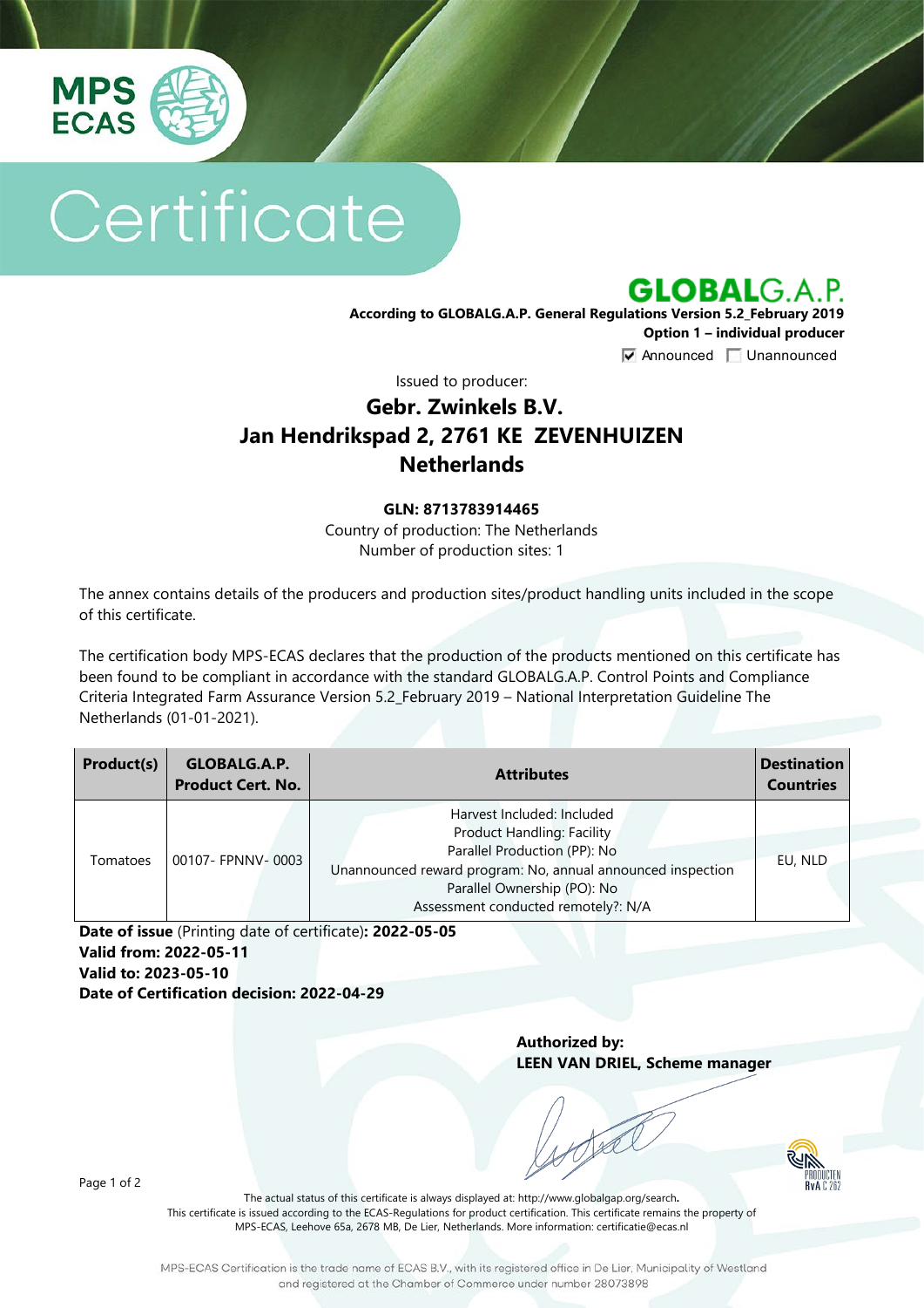MPS ECAS

# Certificate

**GLOBALG.A.P.**

**According to GLOBALG.A.P. General Regulations Version 5.2_February 2019**
**Option 1 – individual producer**

☑ Announced ☐ Unannounced

Issued to producer:

## Gebr. Zwinkels B.V.
## Jan Hendrikspad 2, 2761 KE ZEVENHUIZEN
## Netherlands

**GLN: 8713783914465**
Country of production: The Netherlands
Number of production sites: 1

The annex contains details of the producers and production sites/product handling units included in the scope of this certificate.

The certification body MPS-ECAS declares that the production of the products mentioned on this certificate has been found to be compliant in accordance with the standard GLOBALG.A.P. Control Points and Compliance Criteria Integrated Farm Assurance Version 5.2_February 2019 – National Interpretation Guideline The Netherlands (01-01-2021).

| Product(s) | GLOBALG.A.P. Product Cert. No. | Attributes | Destination Countries |
|---|---|---|---|
| Tomatoes | 00107- FPNNV- 0003 | Harvest Included: Included<br>Product Handling: Facility<br>Parallel Production (PP): No<br>Unannounced reward program: No, annual announced inspection<br>Parallel Ownership (PO): No<br>Assessment conducted remotely?: N/A | EU, NLD |

**Date of issue** (Printing date of certificate)**: 2022-05-05**
**Valid from: 2022-05-11**
**Valid to: 2023-05-10**
**Date of Certification decision: 2022-04-29**

**Authorized by:**
**LEEN VAN DRIEL, Scheme manager**

The actual status of this certificate is always displayed at: http://www.globalgap.org/search.
This certificate is issued according to the ECAS-Regulations for product certification. This certificate remains the property of MPS-ECAS, Leehove 65a, 2678 MB, De Lier, Netherlands. More information: certificatie@ecas.nl

MPS-ECAS Certification is the trade name of ECAS B.V., with its registered office in De Lier, Municipality of Westland and registered at the Chamber of Commerce under number 28073898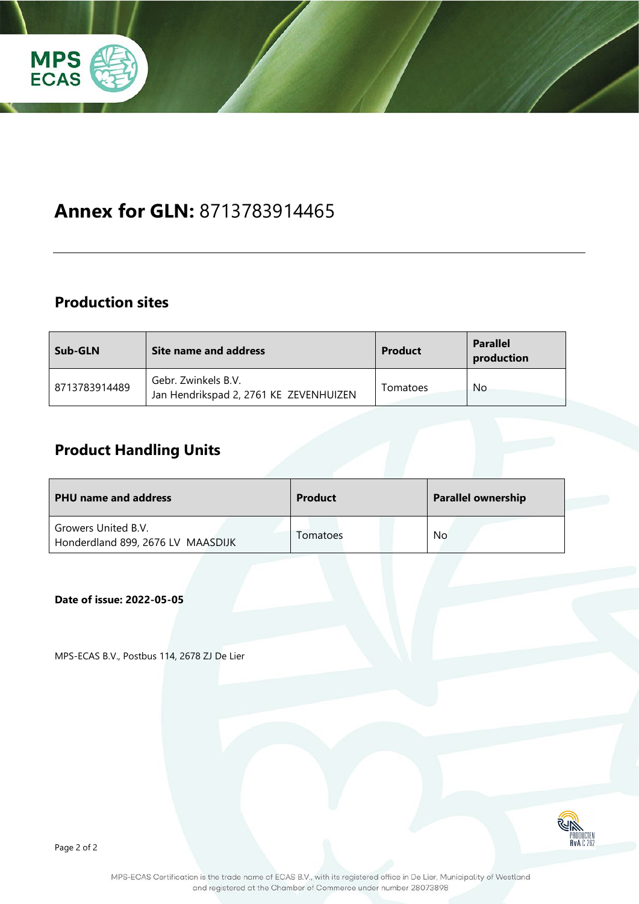# Annex for GLN: 8713783914465

## Production sites

| Sub-GLN | Site name and address | Product | Parallel production |
|---|---|---|---|
| 8713783914489 | Gebr. Zwinkels B.V.<br>Jan Hendrikspad 2, 2761 KE ZEVENHUIZEN | Tomatoes | No |

## Product Handling Units

| PHU name and address | Product | Parallel ownership |
|---|---|---|
| Growers United B.V.<br>Honderdland 899, 2676 LV MAASDIJK | Tomatoes | No |

**Date of issue: 2022-05-05**

MPS-ECAS B.V., Postbus 114, 2678 ZJ De Lier

MPS-ECAS Certification is the trade name of ECAS B.V., with its registered office in De Lier, Municipality of Westland and registered at the Chamber of Commerce under number 28073898